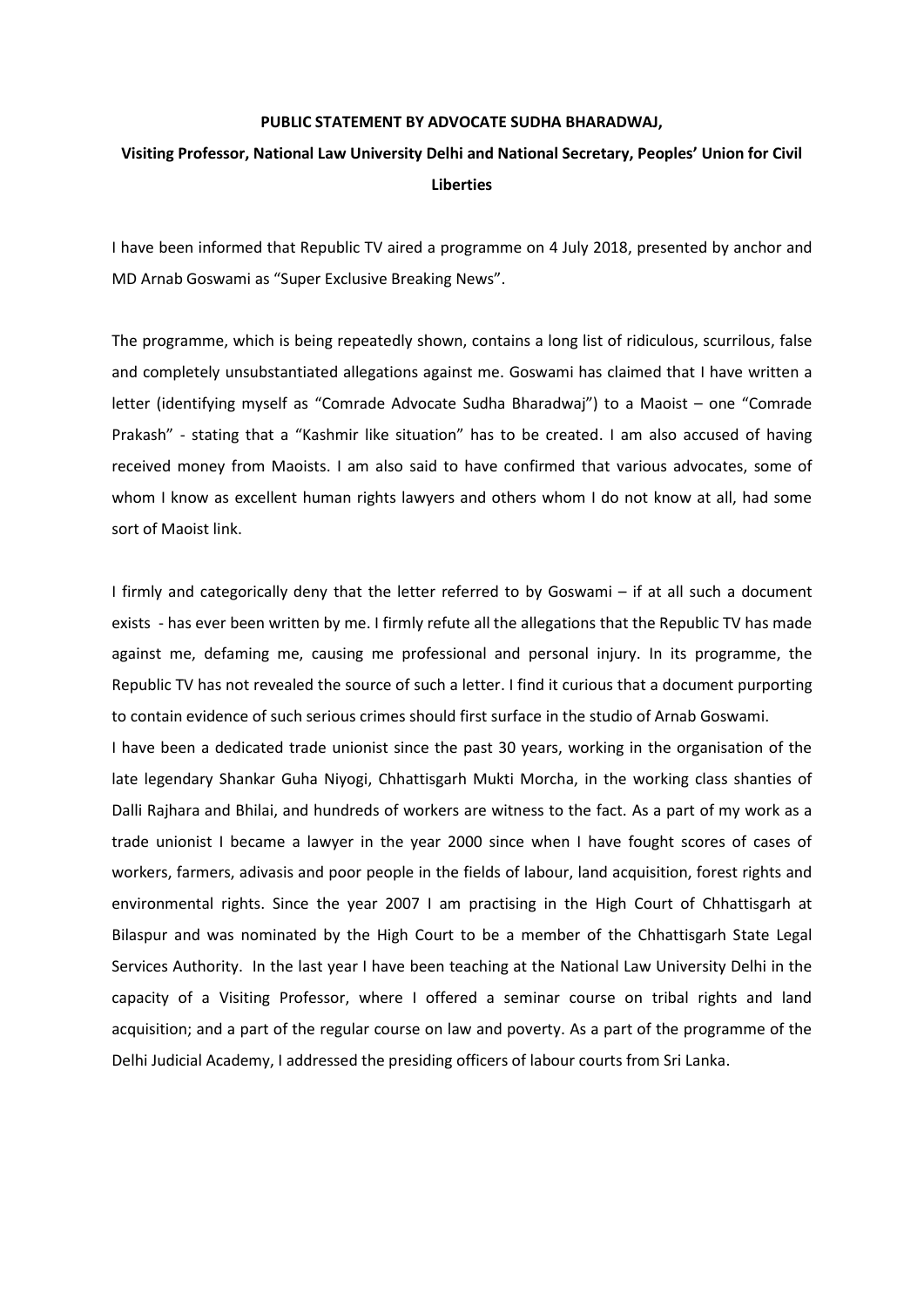**PUBLIC STATEMENT BY ADVOCATE SUDHA BHARADWAJ,**

**Visiting Professor, National Law University Delhi and National Secretary, Peoples' Union for Civil Liberties**

I have been informed that Republic TV aired a programme on 4 July 2018, presented by anchor and MD Arnab Goswami as "Super Exclusive Breaking News".

The programme, which is being repeatedly shown, contains a long list of ridiculous, scurrilous, false and completely unsubstantiated allegations against me. Goswami has claimed that I have written a letter (identifying myself as "Comrade Advocate Sudha Bharadwaj") to a Maoist – one "Comrade Prakash" - stating that a "Kashmir like situation" has to be created. I am also accused of having received money from Maoists. I am also said to have confirmed that various advocates, some of whom I know as excellent human rights lawyers and others whom I do not know at all, had some sort of Maoist link.

I firmly and categorically deny that the letter referred to by Goswami – if at all such a document exists - has ever been written by me. I firmly refute all the allegations that the Republic TV has made against me, defaming me, causing me professional and personal injury. In its programme, the Republic TV has not revealed the source of such a letter. I find it curious that a document purporting to contain evidence of such serious crimes should first surface in the studio of Arnab Goswami.

I have been a dedicated trade unionist since the past 30 years, working in the organisation of the late legendary Shankar Guha Niyogi, Chhattisgarh Mukti Morcha, in the working class shanties of Dalli Rajhara and Bhilai, and hundreds of workers are witness to the fact. As a part of my work as a trade unionist I became a lawyer in the year 2000 since when I have fought scores of cases of workers, farmers, adivasis and poor people in the fields of labour, land acquisition, forest rights and environmental rights. Since the year 2007 I am practising in the High Court of Chhattisgarh at Bilaspur and was nominated by the High Court to be a member of the Chhattisgarh State Legal Services Authority. In the last year I have been teaching at the National Law University Delhi in the capacity of a Visiting Professor, where I offered a seminar course on tribal rights and land acquisition; and a part of the regular course on law and poverty. As a part of the programme of the Delhi Judicial Academy, I addressed the presiding officers of labour courts from Sri Lanka.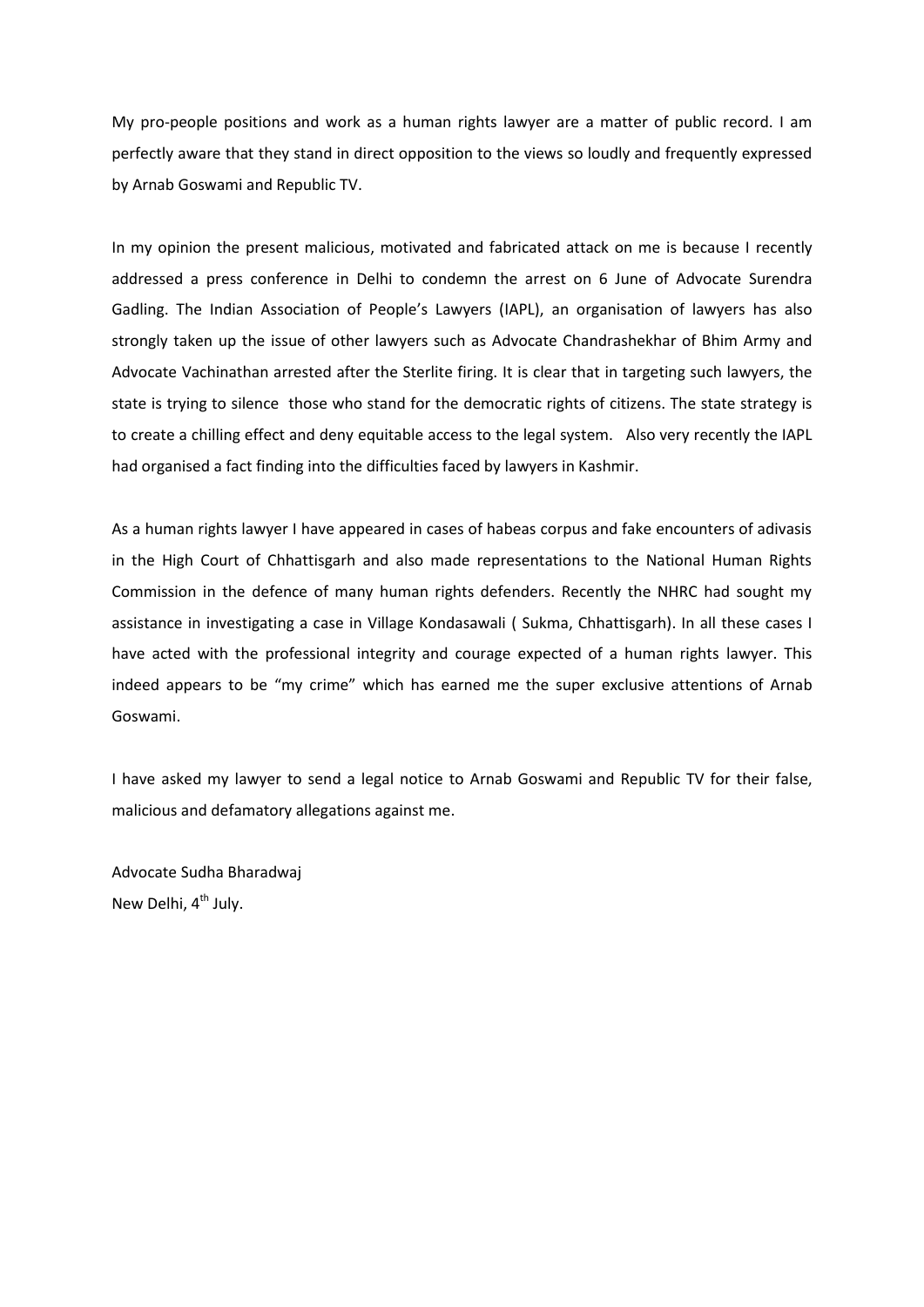My pro-people positions and work as a human rights lawyer are a matter of public record. I am perfectly aware that they stand in direct opposition to the views so loudly and frequently expressed by Arnab Goswami and Republic TV.

In my opinion the present malicious, motivated and fabricated attack on me is because I recently addressed a press conference in Delhi to condemn the arrest on 6 June of Advocate Surendra Gadling. The Indian Association of People's Lawyers (IAPL), an organisation of lawyers has also strongly taken up the issue of other lawyers such as Advocate Chandrashekhar of Bhim Army and Advocate Vachinathan arrested after the Sterlite firing. It is clear that in targeting such lawyers, the state is trying to silence those who stand for the democratic rights of citizens. The state strategy is to create a chilling effect and deny equitable access to the legal system. Also very recently the IAPL had organised a fact finding into the difficulties faced by lawyers in Kashmir.

As a human rights lawyer I have appeared in cases of habeas corpus and fake encounters of adivasis in the High Court of Chhattisgarh and also made representations to the National Human Rights Commission in the defence of many human rights defenders. Recently the NHRC had sought my assistance in investigating a case in Village Kondasawali ( Sukma, Chhattisgarh). In all these cases I have acted with the professional integrity and courage expected of a human rights lawyer. This indeed appears to be "my crime" which has earned me the super exclusive attentions of Arnab Goswami.

I have asked my lawyer to send a legal notice to Arnab Goswami and Republic TV for their false, malicious and defamatory allegations against me.

Advocate Sudha Bharadwaj
New Delhi, 4th July.